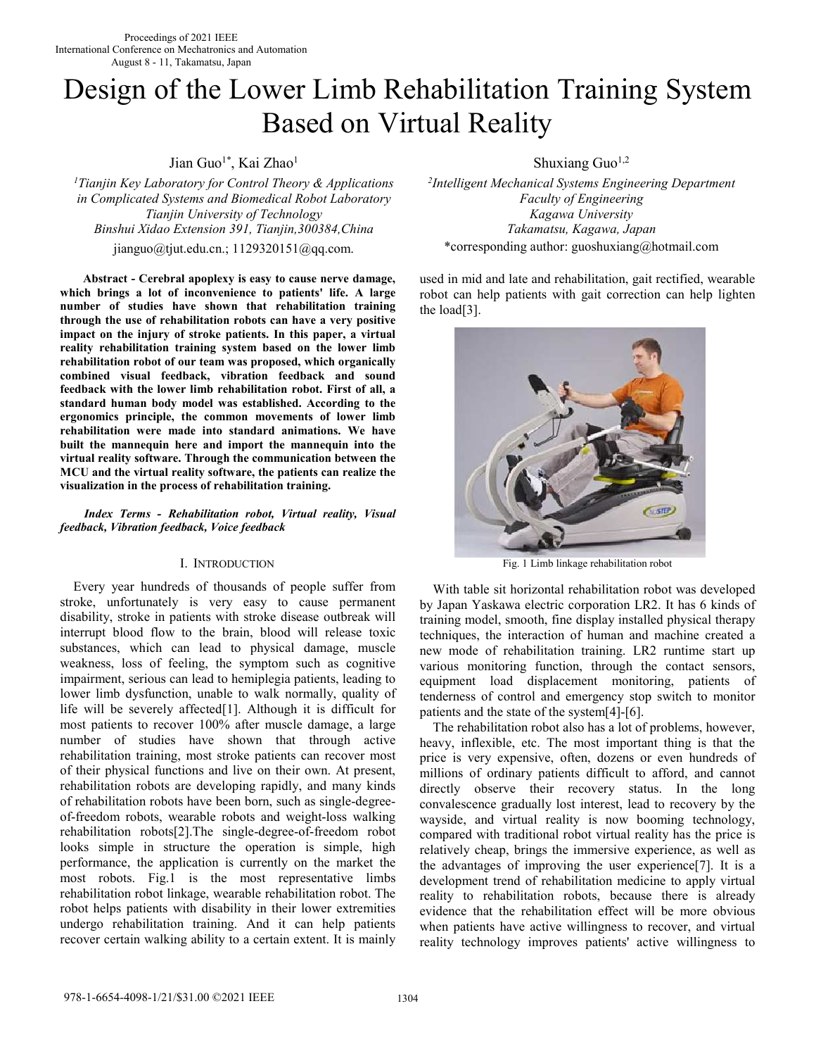# Design of the Lower Limb Rehabilitation Training System Based on Virtual Reality

Jian Guo[1*], Kai Zhao[1]

[1]*Tianjin Key Laboratory for Control Theory & Applications in Complicated Systems and Biomedical Robot Laboratory*
*Tianjin University of Technology*
*Binshui Xidao Extension 391, Tianjin,300384,China*
jianguo@tjut.edu.cn.; 1129320151@qq.com.

Shuxiang Guo[1,2]

[2]*Intelligent Mechanical Systems Engineering Department*
*Faculty of Engineering*
*Kagawa University*
*Takamatsu, Kagawa, Japan*
*corresponding author: guoshuxiang@hotmail.com

***Abstract*** **- Cerebral apoplexy is easy to cause nerve damage, which brings a lot of inconvenience to patients' life. A large number of studies have shown that rehabilitation training through the use of rehabilitation robots can have a very positive impact on the injury of stroke patients. In this paper, a virtual reality rehabilitation training system based on the lower limb rehabilitation robot of our team was proposed, which organically combined visual feedback, vibration feedback and sound feedback with the lower limb rehabilitation robot. First of all, a standard human body model was established. According to the ergonomics principle, the common movements of lower limb rehabilitation were made into standard animations. We have built the mannequin here and import the mannequin into the virtual reality software. Through the communication between the MCU and the virtual reality software, the patients can realize the visualization in the process of rehabilitation training.**

***Index Terms - Rehabilitation robot, Virtual reality, Visual feedback, Vibration feedback, Voice feedback***

## I. Introduction

Every year hundreds of thousands of people suffer from stroke, unfortunately is very easy to cause permanent disability, stroke in patients with stroke disease outbreak will interrupt blood flow to the brain, blood will release toxic substances, which can lead to physical damage, muscle weakness, loss of feeling, the symptom such as cognitive impairment, serious can lead to hemiplegia patients, leading to lower limb dysfunction, unable to walk normally, quality of life will be severely affected[1]. Although it is difficult for most patients to recover 100% after muscle damage, a large number of studies have shown that through active rehabilitation training, most stroke patients can recover most of their physical functions and live on their own. At present, rehabilitation robots are developing rapidly, and many kinds of rehabilitation robots have been born, such as single-degree-of-freedom robots, wearable robots and weight-loss walking rehabilitation robots[2].The single-degree-of-freedom robot looks simple in structure the operation is simple, high performance, the application is currently on the market the most robots. Fig.1 is the most representative limbs rehabilitation robot linkage, wearable rehabilitation robot. The robot helps patients with disability in their lower extremities undergo rehabilitation training. And it can help patients recover certain walking ability to a certain extent. It is mainly used in mid and late and rehabilitation, gait rectified, wearable robot can help patients with gait correction can help lighten the load[3].

Fig. 1 Limb linkage rehabilitation robot

With table sit horizontal rehabilitation robot was developed by Japan Yaskawa electric corporation LR2. It has 6 kinds of training model, smooth, fine display installed physical therapy techniques, the interaction of human and machine created a new mode of rehabilitation training. LR2 runtime start up various monitoring function, through the contact sensors, equipment load displacement monitoring, patients of tenderness of control and emergency stop switch to monitor patients and the state of the system[4]-[6].

The rehabilitation robot also has a lot of problems, however, heavy, inflexible, etc. The most important thing is that the price is very expensive, often, dozens or even hundreds of millions of ordinary patients difficult to afford, and cannot directly observe their recovery status. In the long convalescence gradually lost interest, lead to recovery by the wayside, and virtual reality is now booming technology, compared with traditional robot virtual reality has the price is relatively cheap, brings the immersive experience, as well as the advantages of improving the user experience[7]. It is a development trend of rehabilitation medicine to apply virtual reality to rehabilitation robots, because there is already evidence that the rehabilitation effect will be more obvious when patients have active willingness to recover, and virtual reality technology improves patients' active willingness to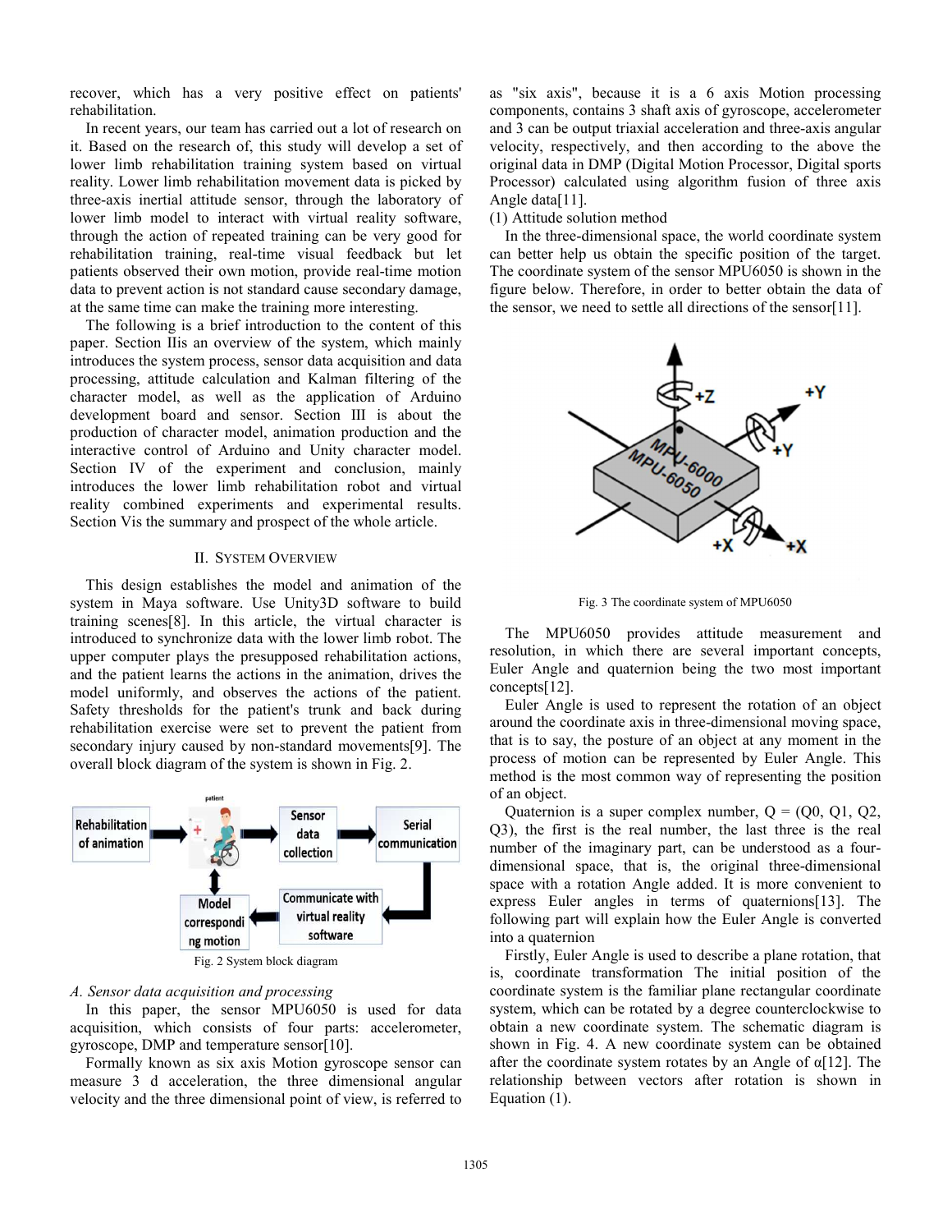recover, which has a very positive effect on patients' rehabilitation.

In recent years, our team has carried out a lot of research on it. Based on the research of, this study will develop a set of lower limb rehabilitation training system based on virtual reality. Lower limb rehabilitation movement data is picked by three-axis inertial attitude sensor, through the laboratory of lower limb model to interact with virtual reality software, through the action of repeated training can be very good for rehabilitation training, real-time visual feedback but let patients observed their own motion, provide real-time motion data to prevent action is not standard cause secondary damage, at the same time can make the training more interesting.

The following is a brief introduction to the content of this paper. Section IIis an overview of the system, which mainly introduces the system process, sensor data acquisition and data processing, attitude calculation and Kalman filtering of the character model, as well as the application of Arduino development board and sensor. Section III is about the production of character model, animation production and the interactive control of Arduino and Unity character model. Section IV of the experiment and conclusion, mainly introduces the lower limb rehabilitation robot and virtual reality combined experiments and experimental results. Section Vis the summary and prospect of the whole article.

## II. SYSTEM OVERVIEW

This design establishes the model and animation of the system in Maya software. Use Unity3D software to build training scenes[8]. In this article, the virtual character is introduced to synchronize data with the lower limb robot. The upper computer plays the presupposed rehabilitation actions, and the patient learns the actions in the animation, drives the model uniformly, and observes the actions of the patient. Safety thresholds for the patient's trunk and back during rehabilitation exercise were set to prevent the patient from secondary injury caused by non-standard movements[9]. The overall block diagram of the system is shown in Fig. 2.

Fig. 2 System block diagram

### *A. Sensor data acquisition and processing*

In this paper, the sensor MPU6050 is used for data acquisition, which consists of four parts: accelerometer, gyroscope, DMP and temperature sensor[10].

Formally known as six axis Motion gyroscope sensor can measure 3 d acceleration, the three dimensional angular velocity and the three dimensional point of view, is referred to as "six axis", because it is a 6 axis Motion processing components, contains 3 shaft axis of gyroscope, accelerometer and 3 can be output triaxial acceleration and three-axis angular velocity, respectively, and then according to the above the original data in DMP (Digital Motion Processor, Digital sports Processor) calculated using algorithm fusion of three axis Angle data[11].

(1) Attitude solution method

In the three-dimensional space, the world coordinate system can better help us obtain the specific position of the target. The coordinate system of the sensor MPU6050 is shown in the figure below. Therefore, in order to better obtain the data of the sensor, we need to settle all directions of the sensor[11].

Fig. 3 The coordinate system of MPU6050

The MPU6050 provides attitude measurement and resolution, in which there are several important concepts, Euler Angle and quaternion being the two most important concepts[12].

Euler Angle is used to represent the rotation of an object around the coordinate axis in three-dimensional moving space, that is to say, the posture of an object at any moment in the process of motion can be represented by Euler Angle. This method is the most common way of representing the position of an object.

Quaternion is a super complex number, Q = (Q0, Q1, Q2, Q3), the first is the real number, the last three is the real number of the imaginary part, can be understood as a four-dimensional space, that is, the original three-dimensional space with a rotation Angle added. It is more convenient to express Euler angles in terms of quaternions[13]. The following part will explain how the Euler Angle is converted into a quaternion

Firstly, Euler Angle is used to describe a plane rotation, that is, coordinate transformation The initial position of the coordinate system is the familiar plane rectangular coordinate system, which can be rotated by a degree counterclockwise to obtain a new coordinate system. The schematic diagram is shown in Fig. 4. A new coordinate system can be obtained after the coordinate system rotates by an Angle of $\alpha$[12]. The relationship between vectors after rotation is shown in Equation (1).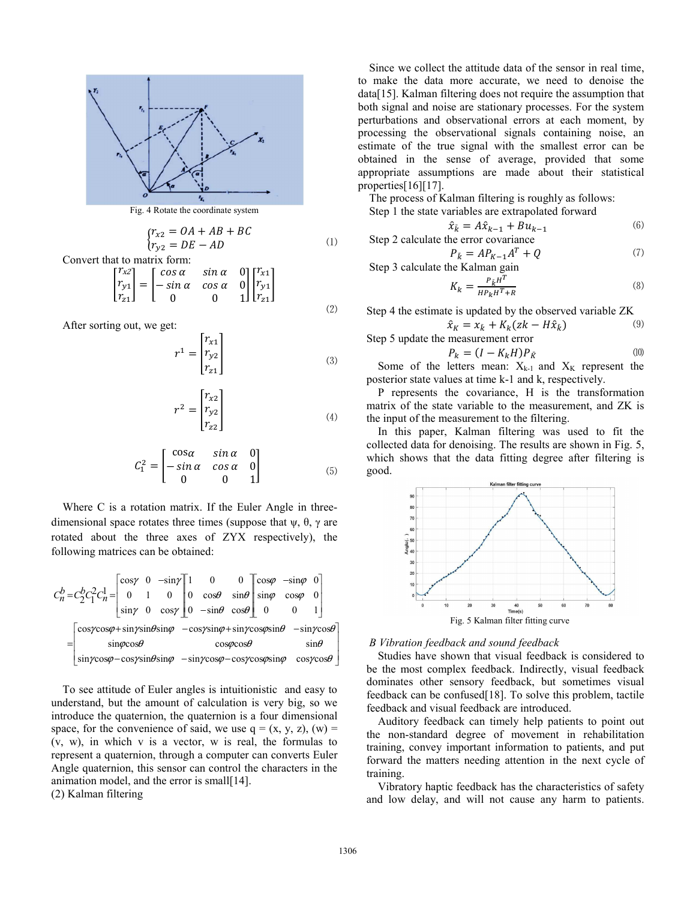Fig. 4 Rotate the coordinate system

$$\begin{cases} r_{x2} = OA + AB + BC \\ r_{y2} = DE - AD \end{cases} \tag{1}$$

Convert that to matrix form:

$$\begin{bmatrix} r_{x2} \\ r_{y1} \\ r_{z1} \end{bmatrix} = \begin{bmatrix} \cos\alpha & \sin\alpha & 0 \\ -\sin\alpha & \cos\alpha & 0 \\ 0 & 0 & 1 \end{bmatrix} \begin{bmatrix} r_{x1} \\ r_{y1} \\ r_{z1} \end{bmatrix} \tag{2}$$

After sorting out, we get:

$$r^1 = \begin{bmatrix} r_{x1} \\ r_{y2} \\ r_{z1} \end{bmatrix} \tag{3}$$

$$r^2 = \begin{bmatrix} r_{x2} \\ r_{y2} \\ r_{z2} \end{bmatrix} \tag{4}$$

$$C_1^2 = \begin{bmatrix} \cos\alpha & \sin\alpha & 0 \\ -\sin\alpha & \cos\alpha & 0 \\ 0 & 0 & 1 \end{bmatrix} \tag{5}$$

Where C is a rotation matrix. If the Euler Angle in three-dimensional space rotates three times (suppose that ψ, θ, γ are rotated about the three axes of ZYX respectively), the following matrices can be obtained:

$$C_n^b = C_2^b C_1^2 C_n^1 = \begin{bmatrix} \cos\gamma & 0 & -\sin\gamma \\ 0 & 1 & 0 \\ \sin\gamma & 0 & \cos\gamma \end{bmatrix} \begin{bmatrix} 1 & 0 & 0 \\ 0 & \cos\theta & \sin\theta \\ 0 & -\sin\theta & \cos\theta \end{bmatrix} \begin{bmatrix} \cos\varphi & -\sin\varphi & 0 \\ \sin\varphi & \cos\varphi & 0 \\ 0 & 0 & 1 \end{bmatrix}$$

$$= \begin{bmatrix} \cos\gamma\cos\varphi + \sin\gamma\sin\theta\sin\varphi & -\cos\gamma\sin\varphi + \sin\gamma\cos\varphi\sin\theta & -\sin\gamma\cos\theta \\ \sin\varphi\cos\theta & \cos\varphi\cos\theta & \sin\theta \\ \sin\gamma\cos\varphi - \cos\gamma\sin\theta\sin\varphi & -\sin\gamma\cos\varphi - \cos\gamma\cos\varphi\sin\varphi & \cos\gamma\cos\theta \end{bmatrix}$$

To see attitude of Euler angles is intuitionistic and easy to understand, but the amount of calculation is very big, so we introduce the quaternion, the quaternion is a four dimensional space, for the convenience of said, we use q = (x, y, z), (w) = (v, w), in which v is a vector, w is real, the formulas to represent a quaternion, through a computer can converts Euler Angle quaternion, this sensor can control the characters in the animation model, and the error is small[14].

(2) Kalman filtering

Since we collect the attitude data of the sensor in real time, to make the data more accurate, we need to denoise the data[15]. Kalman filtering does not require the assumption that both signal and noise are stationary processes. For the system perturbations and observational errors at each moment, by processing the observational signals containing noise, an estimate of the true signal with the smallest error can be obtained in the sense of average, provided that some appropriate assumptions are made about their statistical properties[16][17].

The process of Kalman filtering is roughly as follows:

Step 1 the state variables are extrapolated forward

$$\hat{x}_{\bar{k}} = A\hat{x}_{k-1} + Bu_{k-1} \tag{6}$$

Step 2 calculate the error covariance

$$P_{\bar{k}} = AP_{K-1}A^T + Q \tag{7}$$

Step 3 calculate the Kalman gain

$$K_k = \frac{P_{\bar{k}}H^T}{HP_kH^T + R} \tag{8}$$

Step 4 the estimate is updated by the observed variable ZK

$$\hat{x}_K = x_{\bar{k}} + K_k(zk - H\hat{x}_{\bar{k}}) \tag{9}$$

Step 5 update the measurement error

$$P_k = (I - K_kH)P_{\bar{K}} \tag{10}$$

Some of the letters mean: $X_{k-1}$ and $X_K$ represent the posterior state values at time k-1 and k, respectively.

P represents the covariance, H is the transformation matrix of the state variable to the measurement, and ZK is the input of the measurement to the filtering.

In this paper, Kalman filtering was used to fit the collected data for denoising. The results are shown in Fig. 5, which shows that the data fitting degree after filtering is good.

Fig. 5 Kalman filter fitting curve

*B Vibration feedback and sound feedback*

Studies have shown that visual feedback is considered to be the most complex feedback. Indirectly, visual feedback dominates other sensory feedback, but sometimes visual feedback can be confused[18]. To solve this problem, tactile feedback and visual feedback are introduced.

Auditory feedback can timely help patients to point out the non-standard degree of movement in rehabilitation training, convey important information to patients, and put forward the matters needing attention in the next cycle of training.

Vibratory haptic feedback has the characteristics of safety and low delay, and will not cause any harm to patients.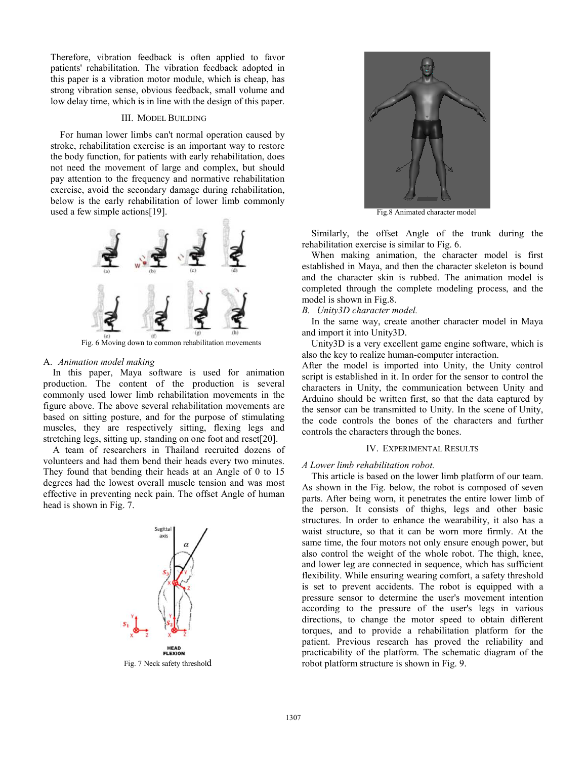Therefore, vibration feedback is often applied to favor patients' rehabilitation. The vibration feedback adopted in this paper is a vibration motor module, which is cheap, has strong vibration sense, obvious feedback, small volume and low delay time, which is in line with the design of this paper.

## III. MODEL BUILDING

For human lower limbs can't normal operation caused by stroke, rehabilitation exercise is an important way to restore the body function, for patients with early rehabilitation, does not need the movement of large and complex, but should pay attention to the frequency and normative rehabilitation exercise, avoid the secondary damage during rehabilitation, below is the early rehabilitation of lower limb commonly used a few simple actions[19].

Fig. 6 Moving down to common rehabilitation movements

### A. *Animation model making*

In this paper, Maya software is used for animation production. The content of the production is several commonly used lower limb rehabilitation movements in the figure above. The above several rehabilitation movements are based on sitting posture, and for the purpose of stimulating muscles, they are respectively sitting, flexing legs and stretching legs, sitting up, standing on one foot and reset[20].

A team of researchers in Thailand recruited dozens of volunteers and had them bend their heads every two minutes. They found that bending their heads at an Angle of 0 to 15 degrees had the lowest overall muscle tension and was most effective in preventing neck pain. The offset Angle of human head is shown in Fig. 7.

Fig. 7 Neck safety threshold

Fig.8 Animated character model

Similarly, the offset Angle of the trunk during the rehabilitation exercise is similar to Fig. 6.

When making animation, the character model is first established in Maya, and then the character skeleton is bound and the character skin is rubbed. The animation model is completed through the complete modeling process, and the model is shown in Fig.8.

### B. *Unity3D character model.*

In the same way, create another character model in Maya and import it into Unity3D.

Unity3D is a very excellent game engine software, which is also the key to realize human-computer interaction.

After the model is imported into Unity, the Unity control script is established in it. In order for the sensor to control the characters in Unity, the communication between Unity and Arduino should be written first, so that the data captured by the sensor can be transmitted to Unity. In the scene of Unity, the code controls the bones of the characters and further controls the characters through the bones.

## IV. EXPERIMENTAL RESULTS

### *A Lower limb rehabilitation robot.*

This article is based on the lower limb platform of our team. As shown in the Fig. below, the robot is composed of seven parts. After being worn, it penetrates the entire lower limb of the person. It consists of thighs, legs and other basic structures. In order to enhance the wearability, it also has a waist structure, so that it can be worn more firmly. At the same time, the four motors not only ensure enough power, but also control the weight of the whole robot. The thigh, knee, and lower leg are connected in sequence, which has sufficient flexibility. While ensuring wearing comfort, a safety threshold is set to prevent accidents. The robot is equipped with a pressure sensor to determine the user's movement intention according to the pressure of the user's legs in various directions, to change the motor speed to obtain different torques, and to provide a rehabilitation platform for the patient. Previous research has proved the reliability and practicability of the platform. The schematic diagram of the robot platform structure is shown in Fig. 9.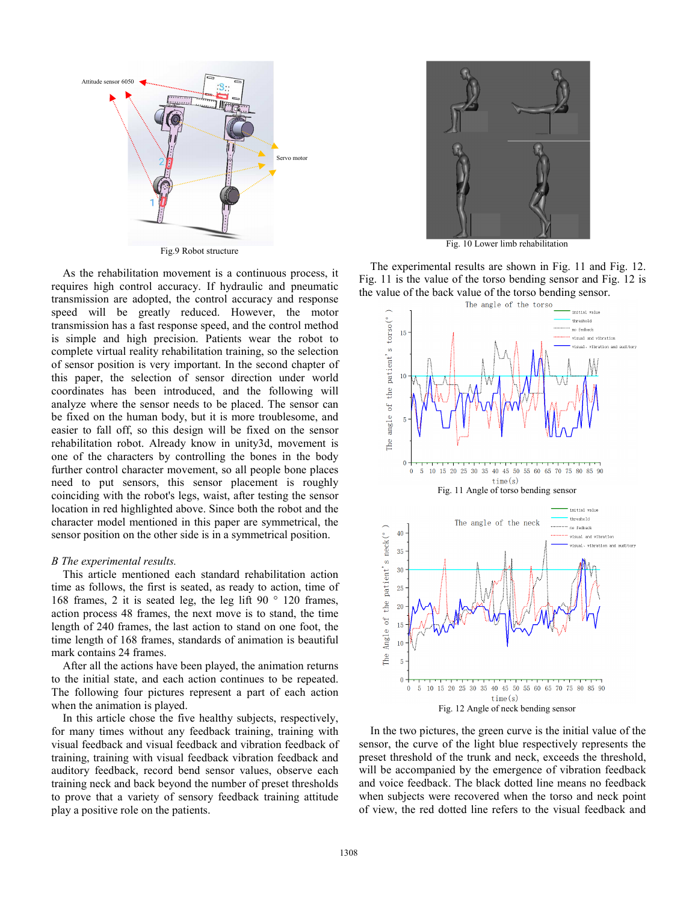Fig.9 Robot structure

Fig. 10 Lower limb rehabilitation

As the rehabilitation movement is a continuous process, it requires high control accuracy. If hydraulic and pneumatic transmission are adopted, the control accuracy and response speed will be greatly reduced. However, the motor transmission has a fast response speed, and the control method is simple and high precision. Patients wear the robot to complete virtual reality rehabilitation training, so the selection of sensor position is very important. In the second chapter of this paper, the selection of sensor direction under world coordinates has been introduced, and the following will analyze where the sensor needs to be placed. The sensor can be fixed on the human body, but it is more troublesome, and easier to fall off, so this design will be fixed on the sensor rehabilitation robot. Already know in unity3d, movement is one of the characters by controlling the bones in the body further control character movement, so all people bone places need to put sensors, this sensor placement is roughly coinciding with the robot's legs, waist, after testing the sensor location in red highlighted above. Since both the robot and the character model mentioned in this paper are symmetrical, the sensor position on the other side is in a symmetrical position.

*B The experimental results.*

This article mentioned each standard rehabilitation action time as follows, the first is seated, as ready to action, time of 168 frames, 2 it is seated leg, the leg lift 90 ° 120 frames, action process 48 frames, the next move is to stand, the time length of 240 frames, the last action to stand on one foot, the time length of 168 frames, standards of animation is beautiful mark contains 24 frames.

After all the actions have been played, the animation returns to the initial state, and each action continues to be repeated. The following four pictures represent a part of each action when the animation is played.

In this article chose the five healthy subjects, respectively, for many times without any feedback training, training with visual feedback and visual feedback and vibration feedback of training, training with visual feedback vibration feedback and auditory feedback, record bend sensor values, observe each training neck and back beyond the number of preset thresholds to prove that a variety of sensory feedback training attitude play a positive role on the patients.

The experimental results are shown in Fig. 11 and Fig. 12. Fig. 11 is the value of the torso bending sensor and Fig. 12 is the value of the back value of the torso bending sensor.

Fig. 11 Angle of torso bending sensor

Fig. 12 Angle of neck bending sensor

In the two pictures, the green curve is the initial value of the sensor, the curve of the light blue respectively represents the preset threshold of the trunk and neck, exceeds the threshold, will be accompanied by the emergence of vibration feedback and voice feedback. The black dotted line means no feedback when subjects were recovered when the torso and neck point of view, the red dotted line refers to the visual feedback and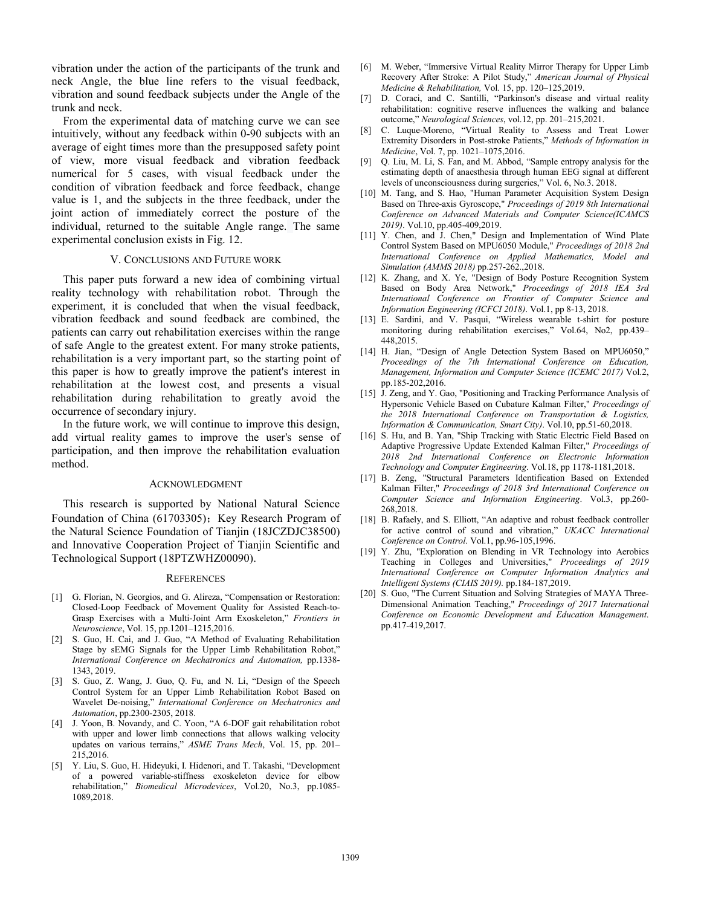vibration under the action of the participants of the trunk and neck Angle, the blue line refers to the visual feedback, vibration and sound feedback subjects under the Angle of the trunk and neck.

From the experimental data of matching curve we can see intuitively, without any feedback within 0-90 subjects with an average of eight times more than the presupposed safety point of view, more visual feedback and vibration feedback numerical for 5 cases, with visual feedback under the condition of vibration feedback and force feedback, change value is 1, and the subjects in the three feedback, under the joint action of immediately correct the posture of the individual, returned to the suitable Angle range. The same experimental conclusion exists in Fig. 12.

## V. Conclusions and Future Work

This paper puts forward a new idea of combining virtual reality technology with rehabilitation robot. Through the experiment, it is concluded that when the visual feedback, vibration feedback and sound feedback are combined, the patients can carry out rehabilitation exercises within the range of safe Angle to the greatest extent. For many stroke patients, rehabilitation is a very important part, so the starting point of this paper is how to greatly improve the patient's interest in rehabilitation at the lowest cost, and presents a visual rehabilitation during rehabilitation to greatly avoid the occurrence of secondary injury.

In the future work, we will continue to improve this design, add virtual reality games to improve the user's sense of participation, and then improve the rehabilitation evaluation method.

## Acknowledgment

This research is supported by National Natural Science Foundation of China (61703305)；Key Research Program of the Natural Science Foundation of Tianjin (18JCZDJC38500) and Innovative Cooperation Project of Tianjin Scientific and Technological Support (18PTZWHZ00090).

## References

[1] G. Florian, N. Georgios, and G. Alireza, "Compensation or Restoration: Closed-Loop Feedback of Movement Quality for Assisted Reach-to-Grasp Exercises with a Multi-Joint Arm Exoskeleton," *Frontiers in Neuroscience*, Vol. 15, pp.1201–1215,2016.

[2] S. Guo, H. Cai, and J. Guo, "A Method of Evaluating Rehabilitation Stage by sEMG Signals for the Upper Limb Rehabilitation Robot," *International Conference on Mechatronics and Automation,* pp.1338-1343, 2019.

[3] S. Guo, Z. Wang, J. Guo, Q. Fu, and N. Li, "Design of the Speech Control System for an Upper Limb Rehabilitation Robot Based on Wavelet De-noising," *International Conference on Mechatronics and Automation*, pp.2300-2305, 2018.

[4] J. Yoon, B. Novandy, and C. Yoon, "A 6-DOF gait rehabilitation robot with upper and lower limb connections that allows walking velocity updates on various terrains," *ASME Trans Mech*, Vol. 15, pp. 201–215,2016.

[5] Y. Liu, S. Guo, H. Hideyuki, I. Hidenori, and T. Takashi, "Development of a powered variable-stiffness exoskeleton device for elbow rehabilitation," *Biomedical Microdevices*, Vol.20, No.3, pp.1085-1089,2018.

[6] M. Weber, "Immersive Virtual Reality Mirror Therapy for Upper Limb Recovery After Stroke: A Pilot Study," *American Journal of Physical Medicine & Rehabilitation,* Vol. 15, pp. 120–125,2019.

[7] D. Coraci, and C. Santilli, "Parkinson's disease and virtual reality rehabilitation: cognitive reserve influences the walking and balance outcome," *Neurological Sciences*, vol.12, pp. 201–215,2021.

[8] C. Luque-Moreno, "Virtual Reality to Assess and Treat Lower Extremity Disorders in Post-stroke Patients," *Methods of Information in Medicine*, Vol. 7, pp. 1021–1075,2016.

[9] Q. Liu, M. Li, S. Fan, and M. Abbod, "Sample entropy analysis for the estimating depth of anaesthesia through human EEG signal at different levels of unconsciousness during surgeries," Vol. 6, No.3. 2018.

[10] M. Tang, and S. Hao, "Human Parameter Acquisition System Design Based on Three-axis Gyroscope," *Proceedings of 2019 8th International Conference on Advanced Materials and Computer Science(ICAMCS 2019)*. Vol.10, pp.405-409,2019.

[11] Y. Chen, and J. Chen," Design and Implementation of Wind Plate Control System Based on MPU6050 Module," *Proceedings of 2018 2nd International Conference on Applied Mathematics, Model and Simulation (AMMS 2018)* pp.257-262.,2018.

[12] K. Zhang, and X. Ye, "Design of Body Posture Recognition System Based on Body Area Network," *Proceedings of 2018 IEA 3rd International Conference on Frontier of Computer Science and Information Engineering (ICFCI 2018)*. Vol.1, pp 8-13, 2018.

[13] E. Sardini, and V. Pasqui, "Wireless wearable t-shirt for posture monitoring during rehabilitation exercises," Vol.64, No2, pp.439–448,2015.

[14] H. Jian, "Design of Angle Detection System Based on MPU6050," *Proceedings of the 7th International Conference on Education, Management, Information and Computer Science (ICEMC 2017)* Vol.2, pp.185-202,2016.

[15] J. Zeng, and Y. Gao, "Positioning and Tracking Performance Analysis of Hypersonic Vehicle Based on Cubature Kalman Filter," *Proceedings of the 2018 International Conference on Transportation & Logistics, Information & Communication, Smart City)*. Vol.10, pp.51-60,2018.

[16] S. Hu, and B. Yan, "Ship Tracking with Static Electric Field Based on Adaptive Progressive Update Extended Kalman Filter," *Proceedings of 2018 2nd International Conference on Electronic Information Technology and Computer Engineering*. Vol.18, pp 1178-1181,2018.

[17] B. Zeng, "Structural Parameters Identification Based on Extended Kalman Filter," *Proceedings of 2018 3rd International Conference on Computer Science and Information Engineering*. Vol.3, pp.260-268,2018.

[18] B. Rafaely, and S. Elliott, "An adaptive and robust feedback controller for active control of sound and vibration," *UKACC International Conference on Control*. Vol.1, pp.96-105,1996.

[19] Y. Zhu, "Exploration on Blending in VR Technology into Aerobics Teaching in Colleges and Universities," *Proceedings of 2019 International Conference on Computer Information Analytics and Intelligent Systems (CIAIS 2019).* pp.184-187,2019.

[20] S. Guo, "The Current Situation and Solving Strategies of MAYA Three-Dimensional Animation Teaching," *Proceedings of 2017 International Conference on Economic Development and Education Management*. pp.417-419,2017.